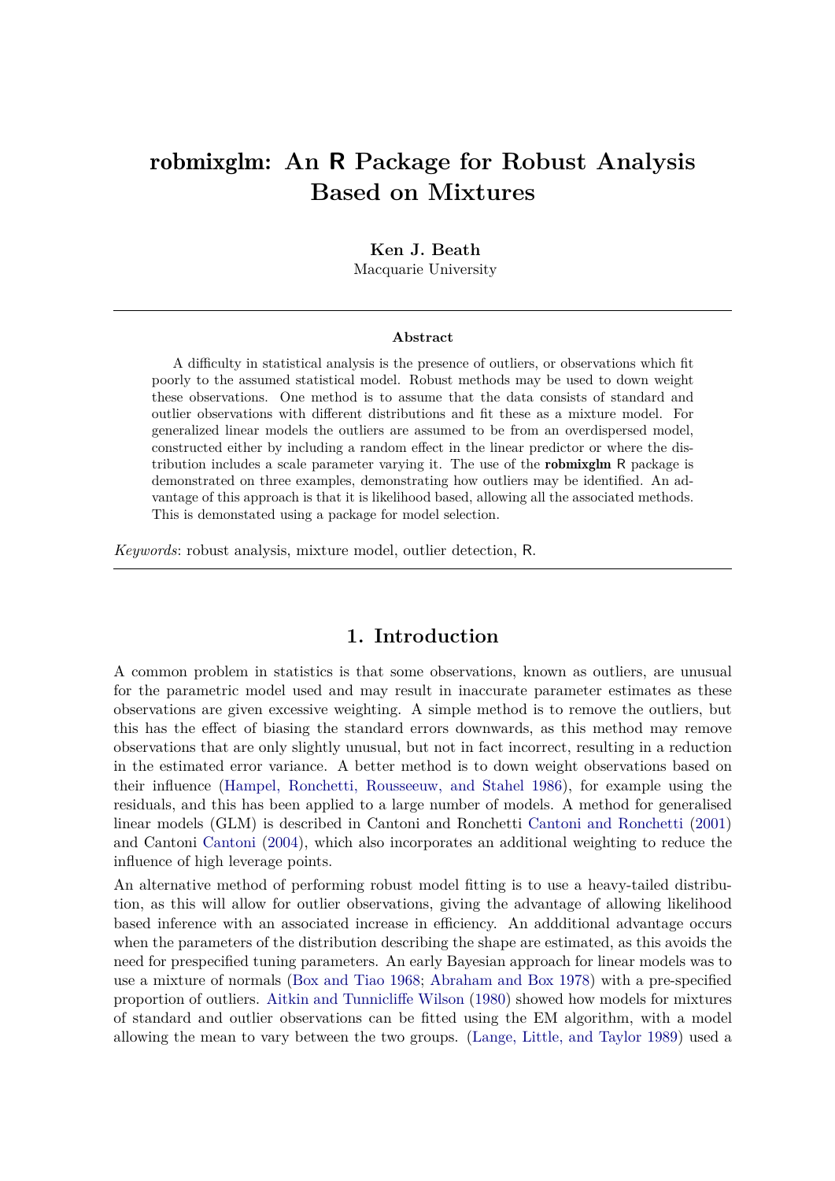# robmixglm: An R Package for Robust Analysis Based on Mixtures

**Ken J. Beath**
Macquarie University

**Abstract**

A difficulty in statistical analysis is the presence of outliers, or observations which fit poorly to the assumed statistical model. Robust methods may be used to down weight these observations. One method is to assume that the data consists of standard and outlier observations with different distributions and fit these as a mixture model. For generalized linear models the outliers are assumed to be from an overdispersed model, constructed either by including a random effect in the linear predictor or where the distribution includes a scale parameter varying it. The use of the **robmixglm** R package is demonstrated on three examples, demonstrating how outliers may be identified. An advantage of this approach is that it is likelihood based, allowing all the associated methods. This is demonstated using a package for model selection.

*Keywords*: robust analysis, mixture model, outlier detection, R.

## 1. Introduction

A common problem in statistics is that some observations, known as outliers, are unusual for the parametric model used and may result in inaccurate parameter estimates as these observations are given excessive weighting. A simple method is to remove the outliers, but this has the effect of biasing the standard errors downwards, as this method may remove observations that are only slightly unusual, but not in fact incorrect, resulting in a reduction in the estimated error variance. A better method is to down weight observations based on their influence (Hampel, Ronchetti, Rousseeuw, and Stahel 1986), for example using the residuals, and this has been applied to a large number of models. A method for generalised linear models (GLM) is described in Cantoni and Ronchetti Cantoni and Ronchetti (2001) and Cantoni Cantoni (2004), which also incorporates an additional weighting to reduce the influence of high leverage points.

An alternative method of performing robust model fitting is to use a heavy-tailed distribution, as this will allow for outlier observations, giving the advantage of allowing likelihood based inference with an associated increase in efficiency. An addditional advantage occurs when the parameters of the distribution describing the shape are estimated, as this avoids the need for prespecified tuning parameters. An early Bayesian approach for linear models was to use a mixture of normals (Box and Tiao 1968; Abraham and Box 1978) with a pre-specified proportion of outliers. Aitkin and Tunnicliffe Wilson (1980) showed how models for mixtures of standard and outlier observations can be fitted using the EM algorithm, with a model allowing the mean to vary between the two groups. (Lange, Little, and Taylor 1989) used a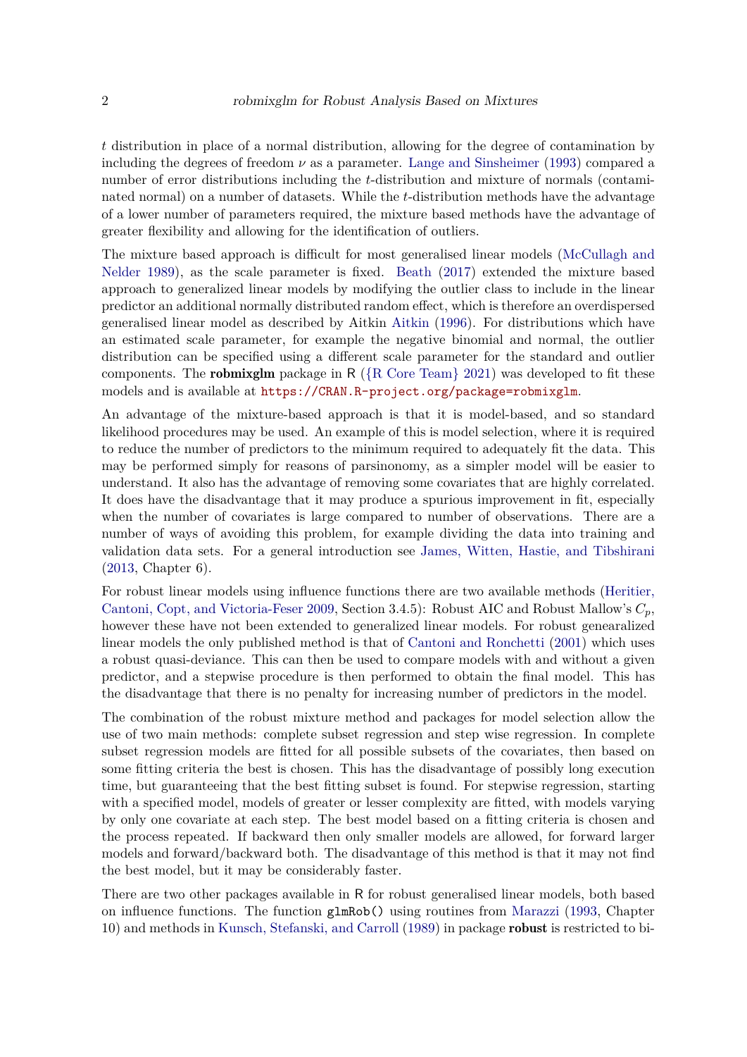$t$ distribution in place of a normal distribution, allowing for the degree of contamination by including the degrees of freedom $\nu$ as a parameter. Lange and Sinsheimer (1993) compared a number of error distributions including the $t$-distribution and mixture of normals (contaminated normal) on a number of datasets. While the $t$-distribution methods have the advantage of a lower number of parameters required, the mixture based methods have the advantage of greater flexibility and allowing for the identification of outliers.

The mixture based approach is difficult for most generalised linear models (McCullagh and Nelder 1989), as the scale parameter is fixed. Beath (2017) extended the mixture based approach to generalized linear models by modifying the outlier class to include in the linear predictor an additional normally distributed random effect, which is therefore an overdispersed generalised linear model as described by Aitkin Aitkin (1996). For distributions which have an estimated scale parameter, for example the negative binomial and normal, the outlier distribution can be specified using a different scale parameter for the standard and outlier components. The **robmixglm** package in R ({R Core Team} 2021) was developed to fit these models and is available at https://CRAN.R-project.org/package=robmixglm.

An advantage of the mixture-based approach is that it is model-based, and so standard likelihood procedures may be used. An example of this is model selection, where it is required to reduce the number of predictors to the minimum required to adequately fit the data. This may be performed simply for reasons of parsinonomy, as a simpler model will be easier to understand. It also has the advantage of removing some covariates that are highly correlated. It does have the disadvantage that it may produce a spurious improvement in fit, especially when the number of covariates is large compared to number of observations. There are a number of ways of avoiding this problem, for example dividing the data into training and validation data sets. For a general introduction see James, Witten, Hastie, and Tibshirani (2013, Chapter 6).

For robust linear models using influence functions there are two available methods (Heritier, Cantoni, Copt, and Victoria-Feser 2009, Section 3.4.5): Robust AIC and Robust Mallow's $C_p$, however these have not been extended to generalized linear models. For robust genearalized linear models the only published method is that of Cantoni and Ronchetti (2001) which uses a robust quasi-deviance. This can then be used to compare models with and without a given predictor, and a stepwise procedure is then performed to obtain the final model. This has the disadvantage that there is no penalty for increasing number of predictors in the model.

The combination of the robust mixture method and packages for model selection allow the use of two main methods: complete subset regression and step wise regression. In complete subset regression models are fitted for all possible subsets of the covariates, then based on some fitting criteria the best is chosen. This has the disadvantage of possibly long execution time, but guaranteeing that the best fitting subset is found. For stepwise regression, starting with a specified model, models of greater or lesser complexity are fitted, with models varying by only one covariate at each step. The best model based on a fitting criteria is chosen and the process repeated. If backward then only smaller models are allowed, for forward larger models and forward/backward both. The disadvantage of this method is that it may not find the best model, but it may be considerably faster.

There are two other packages available in R for robust generalised linear models, both based on influence functions. The function `glmRob()` using routines from Marazzi (1993, Chapter 10) and methods in Kunsch, Stefanski, and Carroll (1989) in package **robust** is restricted to bi-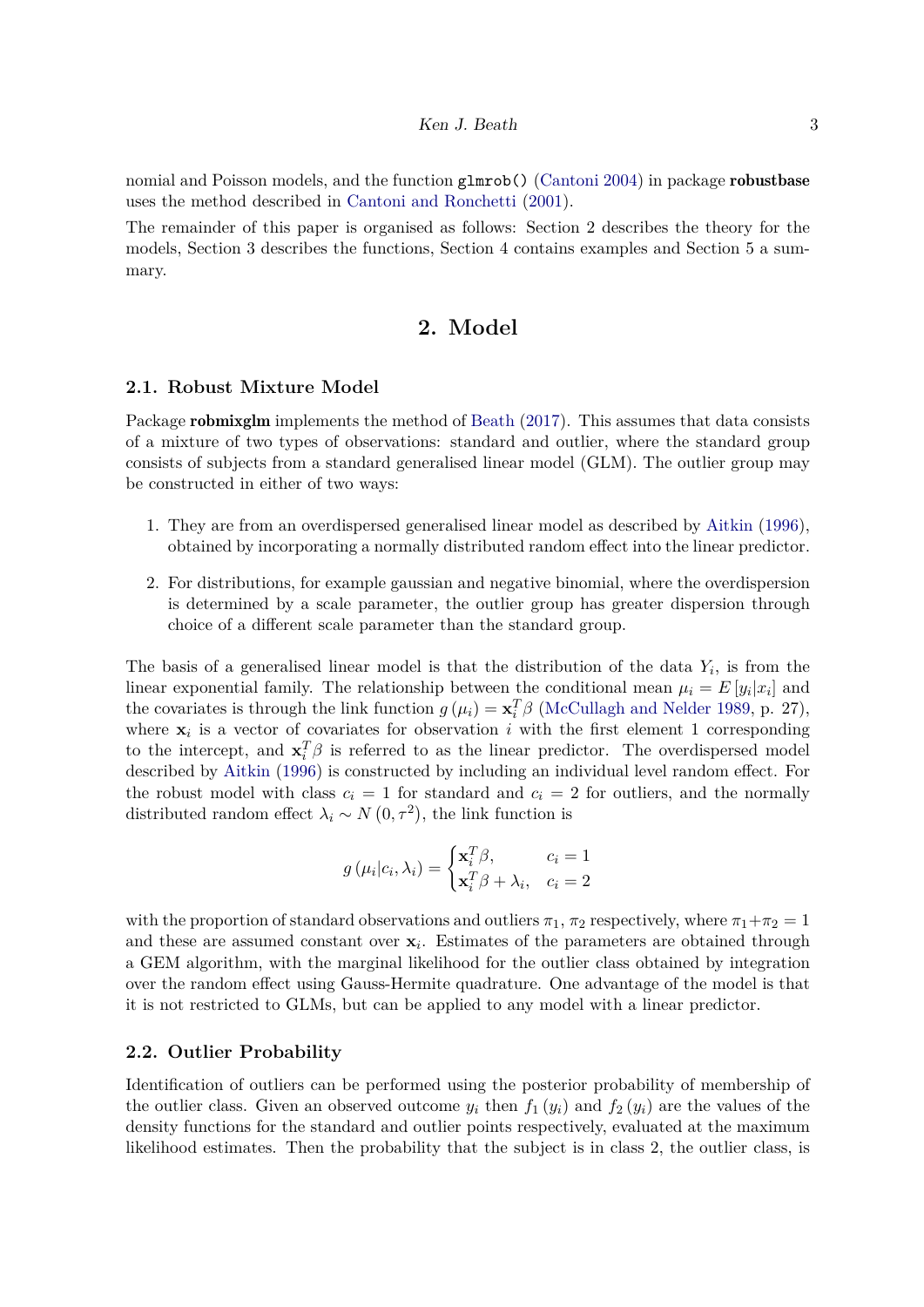nomial and Poisson models, and the function `glmrob()` (Cantoni 2004) in package **robustbase** uses the method described in Cantoni and Ronchetti (2001).

The remainder of this paper is organised as follows: Section 2 describes the theory for the models, Section 3 describes the functions, Section 4 contains examples and Section 5 a summary.

## 2. Model

### 2.1. Robust Mixture Model

Package **robmixglm** implements the method of Beath (2017). This assumes that data consists of a mixture of two types of observations: standard and outlier, where the standard group consists of subjects from a standard generalised linear model (GLM). The outlier group may be constructed in either of two ways:

1. They are from an overdispersed generalised linear model as described by Aitkin (1996), obtained by incorporating a normally distributed random effect into the linear predictor.
2. For distributions, for example gaussian and negative binomial, where the overdispersion is determined by a scale parameter, the outlier group has greater dispersion through choice of a different scale parameter than the standard group.

The basis of a generalised linear model is that the distribution of the data $Y_i$, is from the linear exponential family. The relationship between the conditional mean $\mu_i = E[y_i|x_i]$ and the covariates is through the link function $g(\mu_i) = \mathbf{x}_i^T\beta$ (McCullagh and Nelder 1989, p. 27), where $\mathbf{x}_i$ is a vector of covariates for observation $i$ with the first element 1 corresponding to the intercept, and $\mathbf{x}_i^T\beta$ is referred to as the linear predictor. The overdispersed model described by Aitkin (1996) is constructed by including an individual level random effect. For the robust model with class $c_i = 1$ for standard and $c_i = 2$ for outliers, and the normally distributed random effect $\lambda_i \sim N(0, \tau^2)$, the link function is

$$g(\mu_i|c_i, \lambda_i) = \begin{cases} \mathbf{x}_i^T\beta, & c_i = 1 \\ \mathbf{x}_i^T\beta + \lambda_i, & c_i = 2 \end{cases}$$

with the proportion of standard observations and outliers $\pi_1$, $\pi_2$ respectively, where $\pi_1 + \pi_2 = 1$ and these are assumed constant over $\mathbf{x}_i$. Estimates of the parameters are obtained through a GEM algorithm, with the marginal likelihood for the outlier class obtained by integration over the random effect using Gauss-Hermite quadrature. One advantage of the model is that it is not restricted to GLMs, but can be applied to any model with a linear predictor.

### 2.2. Outlier Probability

Identification of outliers can be performed using the posterior probability of membership of the outlier class. Given an observed outcome $y_i$ then $f_1(y_i)$ and $f_2(y_i)$ are the values of the density functions for the standard and outlier points respectively, evaluated at the maximum likelihood estimates. Then the probability that the subject is in class 2, the outlier class, is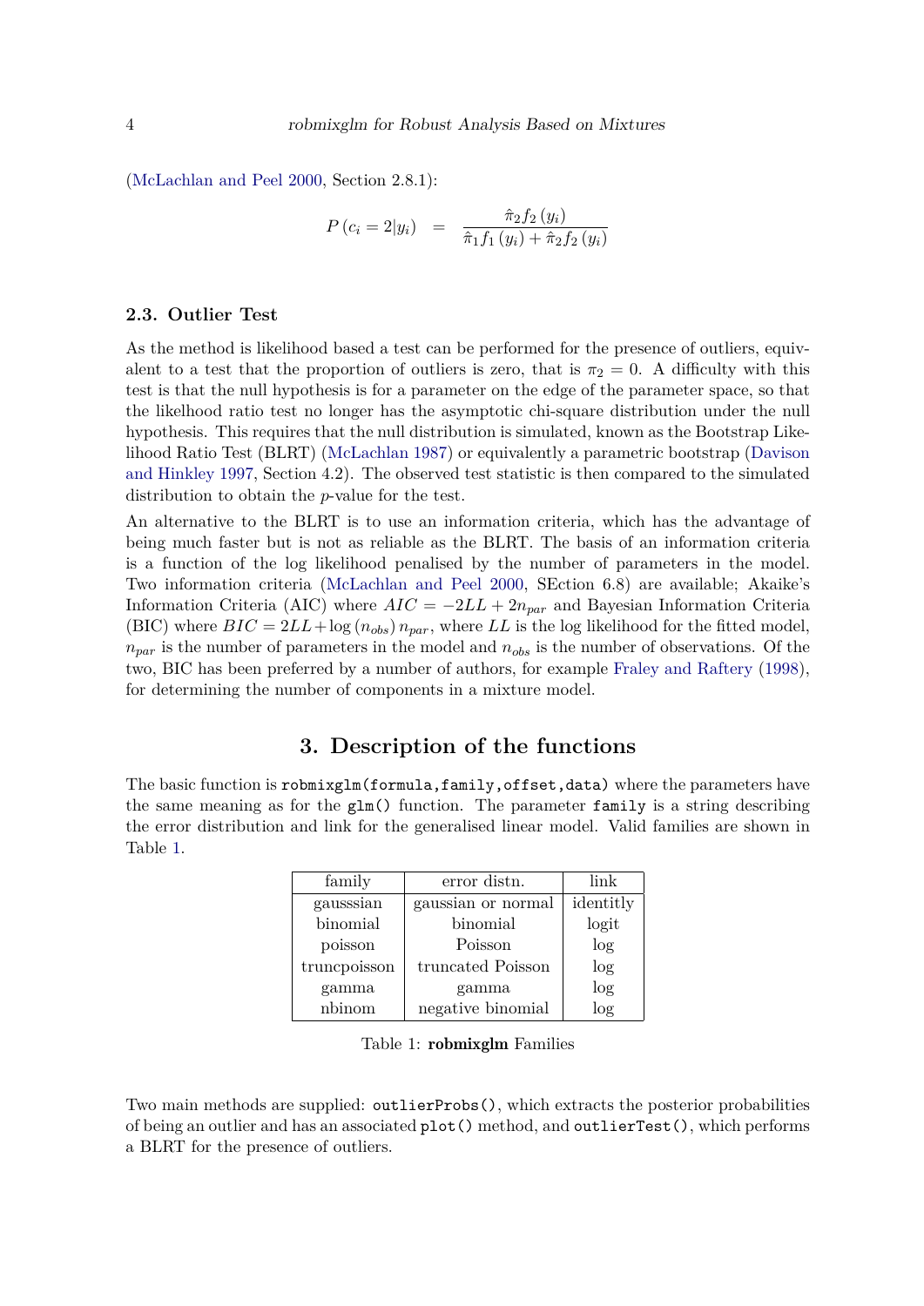(McLachlan and Peel 2000, Section 2.8.1):

$$P\left(c_i = 2|y_i\right) \quad = \quad \frac{\hat{\pi}_2 f_2\left(y_i\right)}{\hat{\pi}_1 f_1\left(y_i\right) + \hat{\pi}_2 f_2\left(y_i\right)}$$

### 2.3. Outlier Test

As the method is likelihood based a test can be performed for the presence of outliers, equivalent to a test that the proportion of outliers is zero, that is $\pi_2 = 0$. A difficulty with this test is that the null hypothesis is for a parameter on the edge of the parameter space, so that the likelihood ratio test no longer has the asymptotic chi-square distribution under the null hypothesis. This requires that the null distribution is simulated, known as the Bootstrap Likelihood Ratio Test (BLRT) (McLachlan 1987) or equivalently a parametric bootstrap (Davison and Hinkley 1997, Section 4.2). The observed test statistic is then compared to the simulated distribution to obtain the *p*-value for the test.

An alternative to the BLRT is to use an information criteria, which has the advantage of being much faster but is not as reliable as the BLRT. The basis of an information criteria is a function of the log likelihood penalised by the number of parameters in the model. Two information criteria (McLachlan and Peel 2000, SEction 6.8) are available; Akaike's Information Criteria (AIC) where $AIC = -2LL + 2n_{par}$ and Bayesian Information Criteria (BIC) where $BIC = 2LL + \log\left(n_{obs}\right) n_{par}$, where $LL$ is the log likelihood for the fitted model, $n_{par}$ is the number of parameters in the model and $n_{obs}$ is the number of observations. Of the two, BIC has been preferred by a number of authors, for example Fraley and Raftery (1998), for determining the number of components in a mixture model.

## 3. Description of the functions

The basic function is `robmixglm(formula,family,offset,data)` where the parameters have the same meaning as for the `glm()` function. The parameter `family` is a string describing the error distribution and link for the generalised linear model. Valid families are shown in Table 1.

| family | error distn. | link |
|---|---|---|
| gausssian | gaussian or normal | identity |
| binomial | binomial | logit |
| poisson | Poisson | log |
| truncpoisson | truncated Poisson | log |
| gamma | gamma | log |
| nbinom | negative binomial | log |

Table 1: **robmixglm** Families

Two main methods are supplied: `outlierProbs()`, which extracts the posterior probabilities of being an outlier and has an associated `plot()` method, and `outlierTest()`, which performs a BLRT for the presence of outliers.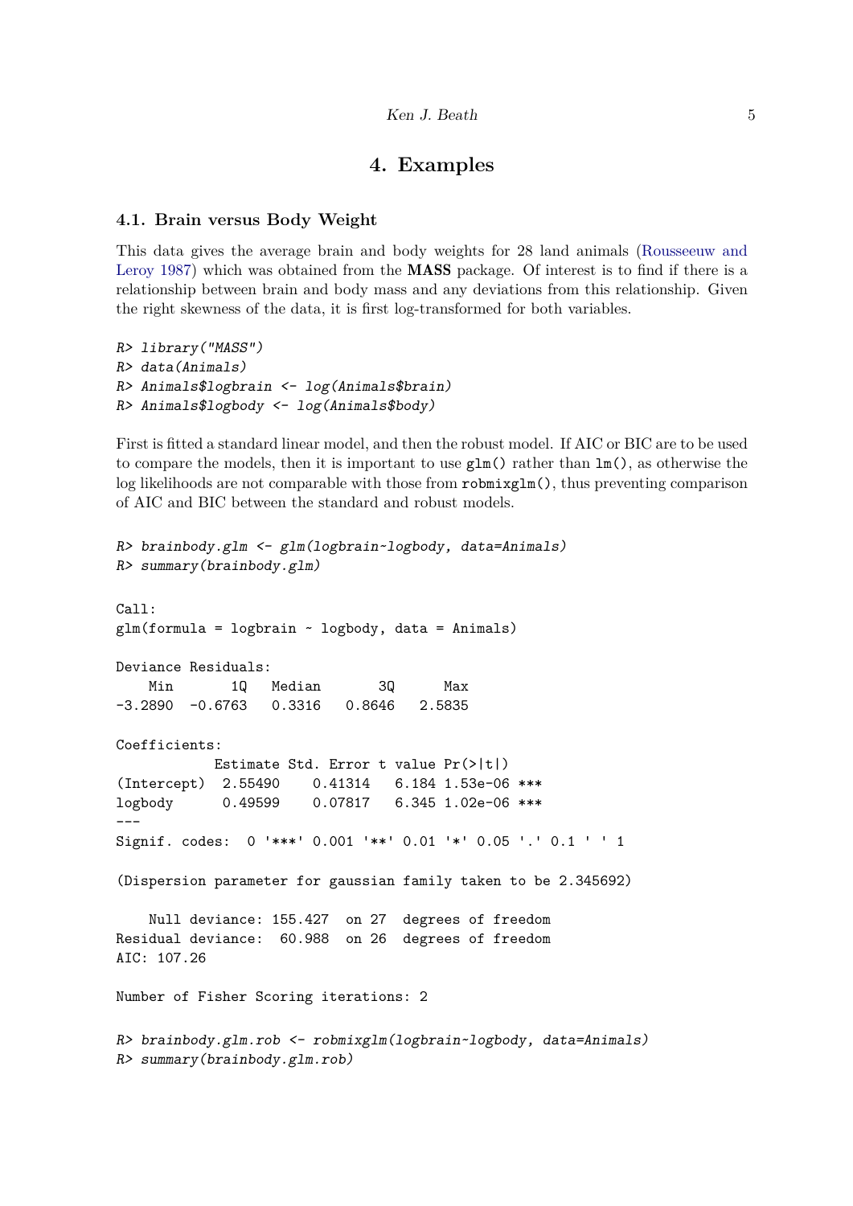# 4. Examples

## 4.1. Brain versus Body Weight

This data gives the average brain and body weights for 28 land animals (Rousseeuw and Leroy 1987) which was obtained from the **MASS** package. Of interest is to find if there is a relationship between brain and body mass and any deviations from this relationship. Given the right skewness of the data, it is first log-transformed for both variables.

```
R> library("MASS")
R> data(Animals)
R> Animals$logbrain <- log(Animals$brain)
R> Animals$logbody <- log(Animals$body)
```

First is fitted a standard linear model, and then the robust model. If AIC or BIC are to be used to compare the models, then it is important to use `glm()` rather than `lm()`, as otherwise the log likelihoods are not comparable with those from `robmixglm()`, thus preventing comparison of AIC and BIC between the standard and robust models.

```
R> brainbody.glm <- glm(logbrain~logbody, data=Animals)
R> summary(brainbody.glm)

Call:
glm(formula = logbrain ~ logbody, data = Animals)

Deviance Residuals:
    Min       1Q   Median       3Q      Max
-3.2890  -0.6763   0.3316   0.8646   2.5835

Coefficients:
            Estimate Std. Error t value Pr(>|t|)
(Intercept)  2.55490    0.41314   6.184 1.53e-06 ***
logbody      0.49599    0.07817   6.345 1.02e-06 ***
---
Signif. codes:  0 '***' 0.001 '**' 0.01 '*' 0.05 '.' 0.1 ' ' 1

(Dispersion parameter for gaussian family taken to be 2.345692)

    Null deviance: 155.427  on 27  degrees of freedom
Residual deviance:  60.988  on 26  degrees of freedom
AIC: 107.26

Number of Fisher Scoring iterations: 2

R> brainbody.glm.rob <- robmixglm(logbrain~logbody, data=Animals)
R> summary(brainbody.glm.rob)
```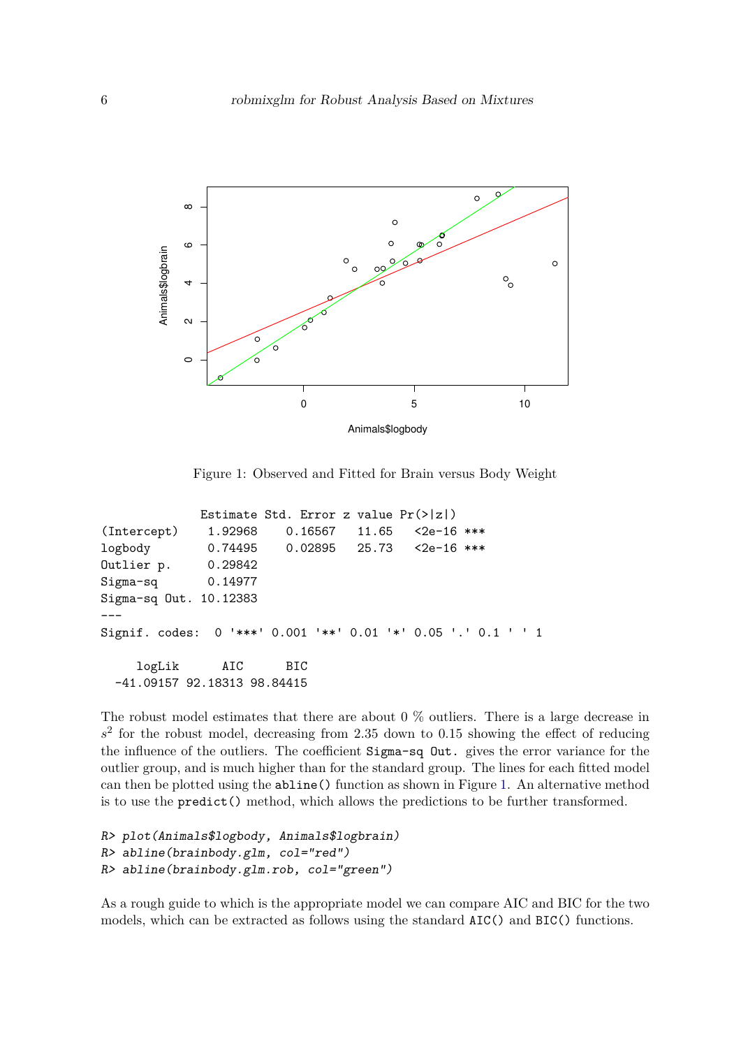Animals$logbrain

0
2
4
6
8

0
5
10

Animals$logbody

Figure 1: Observed and Fitted for Brain versus Body Weight

```
              Estimate Std. Error z value Pr(>|z|)    
(Intercept)    1.92968    0.16567   11.65   <2e-16 ***
logbody        0.74495    0.02895   25.73   <2e-16 ***
Outlier p.     0.29842                                
Sigma-sq       0.14977                                
Sigma-sq Out. 10.12383                                
---
Signif. codes:  0 '***' 0.001 '**' 0.01 '*' 0.05 '.' 0.1 ' ' 1

     logLik      AIC      BIC
  -41.09157 92.18313 98.84415
```

The robust model estimates that there are about 0 % outliers. There is a large decrease in $s^2$ for the robust model, decreasing from 2.35 down to 0.15 showing the effect of reducing the influence of the outliers. The coefficient `Sigma-sq Out.` gives the error variance for the outlier group, and is much higher than for the standard group. The lines for each fitted model can then be plotted using the `abline()` function as shown in Figure 1. An alternative method is to use the `predict()` method, which allows the predictions to be further transformed.

```
R> plot(Animals$logbody, Animals$logbrain)
R> abline(brainbody.glm, col="red")
R> abline(brainbody.glm.rob, col="green")
```

As a rough guide to which is the appropriate model we can compare AIC and BIC for the two models, which can be extracted as follows using the standard `AIC()` and `BIC()` functions.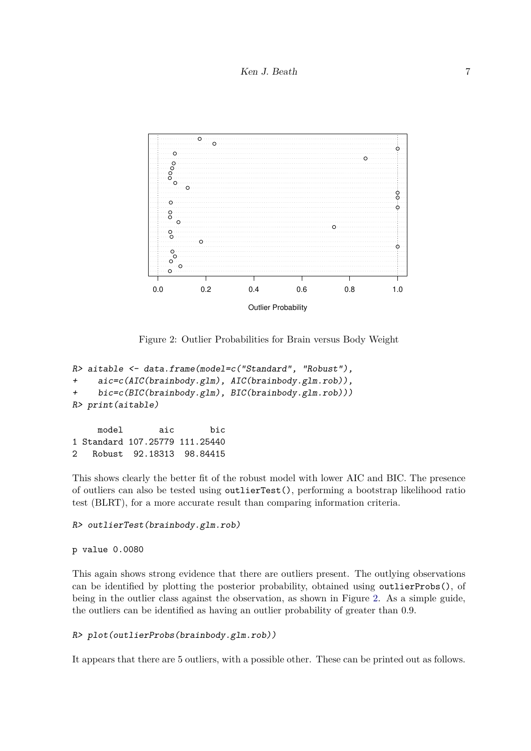Figure 2: Outlier Probabilities for Brain versus Body Weight

```
R> aitable <- data.frame(model=c("Standard", "Robust"),
+    aic=c(AIC(brainbody.glm), AIC(brainbody.glm.rob)),
+    bic=c(BIC(brainbody.glm), BIC(brainbody.glm.rob)))
R> print(aitable)

     model       aic       bic
1 Standard 107.25779 111.25440
2   Robust  92.18313  98.84415
```

This shows clearly the better fit of the robust model with lower AIC and BIC. The presence of outliers can also be tested using `outlierTest()`, performing a bootstrap likelihood ratio test (BLRT), for a more accurate result than comparing information criteria.

```
R> outlierTest(brainbody.glm.rob)

p value 0.0080
```

This again shows strong evidence that there are outliers present. The outlying observations can be identified by plotting the posterior probability, obtained using `outlierProbs()`, of being in the outlier class against the observation, as shown in Figure 2. As a simple guide, the outliers can be identified as having an outlier probability of greater than 0.9.

```
R> plot(outlierProbs(brainbody.glm.rob))
```

It appears that there are 5 outliers, with a possible other. These can be printed out as follows.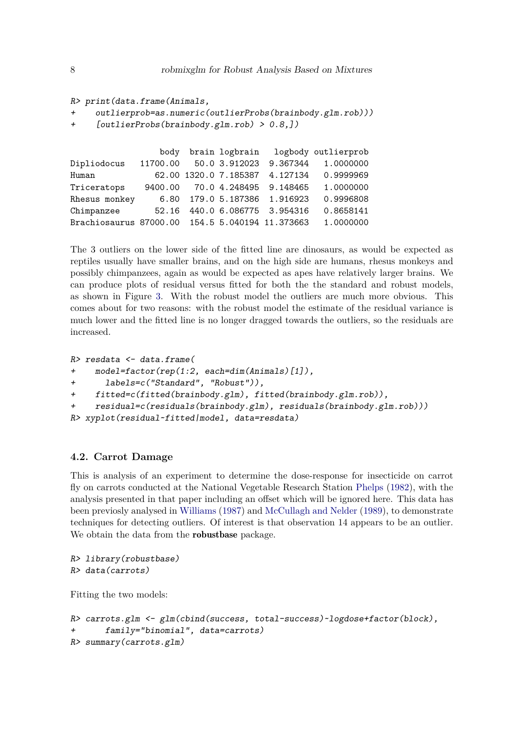```
R> print(data.frame(Animals,
+    outlierprob=as.numeric(outlierProbs(brainbody.glm.rob)))
+    [outlierProbs(brainbody.glm.rob) > 0.8,])

                  body  brain logbrain   logbody outlierprob
Diplodocus    11700.00   50.0 3.912023  9.367344   1.0000000
Human            62.00 1320.0 7.185387  4.127134   0.9999969
Triceratops    9400.00   70.0 4.248495  9.148465   1.0000000
Rhesus monkey     6.80  179.0 5.187386  1.916923   0.9996808
Chimpanzee       52.16  440.0 6.086775  3.954316   0.8658141
Brachiosaurus 87000.00  154.5 5.040194 11.373663   1.0000000
```

The 3 outliers on the lower side of the fitted line are dinosaurs, as would be expected as reptiles usually have smaller brains, and on the high side are humans, rhesus monkeys and possibly chimpanzees, again as would be expected as apes have relatively larger brains. We can produce plots of residual versus fitted for both the the standard and robust models, as shown in Figure 3. With the robust model the outliers are much more obvious. This comes about for two reasons: with the robust model the estimate of the residual variance is much lower and the fitted line is no longer dragged towards the outliers, so the residuals are increased.

```
R> resdata <- data.frame(
+    model=factor(rep(1:2, each=dim(Animals)[1]),
+      labels=c("Standard", "Robust")),
+    fitted=c(fitted(brainbody.glm), fitted(brainbody.glm.rob)),
+    residual=c(residuals(brainbody.glm), residuals(brainbody.glm.rob)))
R> xyplot(residual~fitted|model, data=resdata)
```

### 4.2. Carrot Damage

This is analysis of an experiment to determine the dose-response for insecticide on carrot fly on carrots conducted at the National Vegetable Research Station Phelps (1982), with the analysis presented in that paper including an offset which will be ignored here. This data has been previously analysed in Williams (1987) and McCullagh and Nelder (1989), to demonstrate techniques for detecting outliers. Of interest is that observation 14 appears to be an outlier. We obtain the data from the **robustbase** package.

```
R> library(robustbase)
R> data(carrots)
```

Fitting the two models:

```
R> carrots.glm <- glm(cbind(success, total-success)~logdose+factor(block),
+      family="binomial", data=carrots)
R> summary(carrots.glm)
```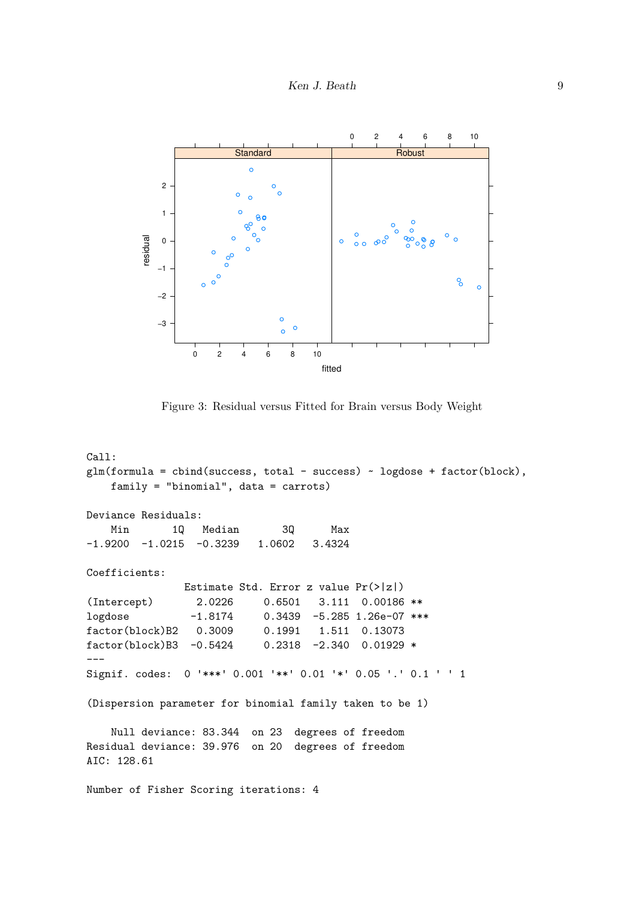Standard

Robust

residual

fitted

0 2 4 6 8 10

2
1
0
−1
−2
−3

Figure 3: Residual versus Fitted for Brain versus Body Weight

```
Call:
glm(formula = cbind(success, total - success) ~ logdose + factor(block),
    family = "binomial", data = carrots)

Deviance Residuals:
    Min       1Q   Median       3Q      Max
-1.9200  -1.0215  -0.3239   1.0602   3.4324

Coefficients:
                Estimate Std. Error z value Pr(>|z|)
(Intercept)       2.0226     0.6501   3.111  0.00186 **
logdose          -1.8174     0.3439  -5.285 1.26e-07 ***
factor(block)B2   0.3009     0.1991   1.511  0.13073
factor(block)B3  -0.5424     0.2318  -2.340  0.01929 *
---
Signif. codes:  0 '***' 0.001 '**' 0.01 '*' 0.05 '.' 0.1 ' ' 1

(Dispersion parameter for binomial family taken to be 1)

    Null deviance: 83.344  on 23  degrees of freedom
Residual deviance: 39.976  on 20  degrees of freedom
AIC: 128.61

Number of Fisher Scoring iterations: 4
```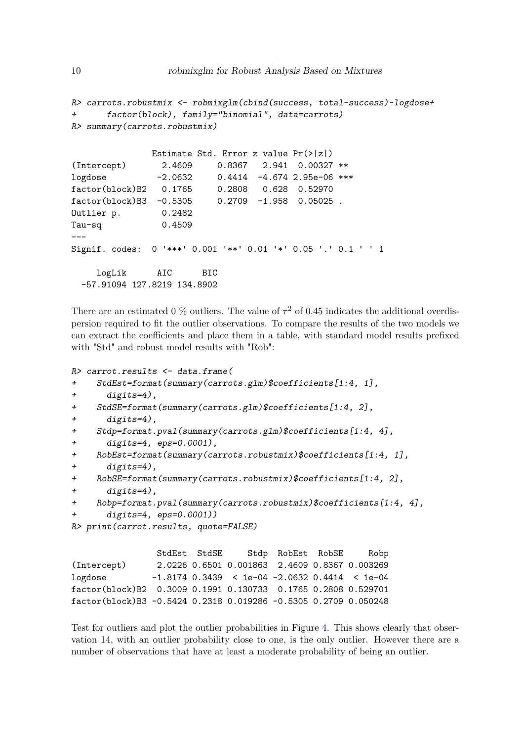```
R> carrots.robustmix <- robmixglm(cbind(success, total-success)~logdose+
+      factor(block), family="binomial", data=carrots)
R> summary(carrots.robustmix)

               Estimate Std. Error z value Pr(>|z|)
(Intercept)      2.4609     0.8367   2.941  0.00327 **
logdose         -2.0632     0.4414  -4.674 2.95e-06 ***
factor(block)B2  0.1765     0.2808   0.628  0.52970
factor(block)B3 -0.5305     0.2709  -1.958  0.05025 .
Outlier p.       0.2482
Tau-sq           0.4509
---
Signif. codes:  0 '***' 0.001 '**' 0.01 '*' 0.05 '.' 0.1 ' ' 1

    logLik      AIC      BIC
 -57.91094 127.8219 134.8902
```

There are an estimated 0 % outliers. The value of $\tau^2$ of 0.45 indicates the additional overdispersion required to fit the outlier observations. To compare the results of the two models we can extract the coefficients and place them in a table, with standard model results prefixed with "Std" and robust model results with "Rob":

```
R> carrot.results <- data.frame(
+    StdEst=format(summary(carrots.glm)$coefficients[1:4, 1],
+      digits=4),
+    StdSE=format(summary(carrots.glm)$coefficients[1:4, 2],
+      digits=4),
+    Stdp=format.pval(summary(carrots.glm)$coefficients[1:4, 4],
+      digits=4, eps=0.0001),
+    RobEst=format(summary(carrots.robustmix)$coefficients[1:4, 1],
+      digits=4),
+    RobSE=format(summary(carrots.robustmix)$coefficients[1:4, 2],
+      digits=4),
+    Robp=format.pval(summary(carrots.robustmix)$coefficients[1:4, 4],
+      digits=4, eps=0.0001))
R> print(carrot.results, quote=FALSE)

                 StdEst  StdSE     Stdp  RobEst  RobSE     Robp
(Intercept)      2.0226 0.6501 0.001863  2.4609 0.8367 0.003269
logdose         -1.8174 0.3439  < 1e-04 -2.0632 0.4414  < 1e-04
factor(block)B2  0.3009 0.1991 0.130733  0.1765 0.2808 0.529701
factor(block)B3 -0.5424 0.2318 0.019286 -0.5305 0.2709 0.050248
```

Test for outliers and plot the outlier probabilities in Figure 4. This shows clearly that observation 14, with an outlier probability close to one, is the only outlier. However there are a number of observations that have at least a moderate probability of being an outlier.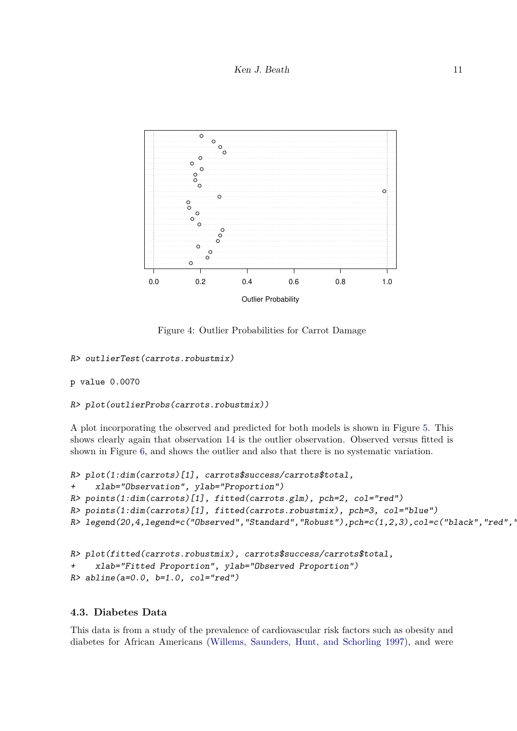0.0
0.2
0.4
0.6
0.8
1.0

Outlier Probability

Figure 4: Outlier Probabilities for Carrot Damage

```
R> outlierTest(carrots.robustmix)
```

```
p value 0.0070
```

```
R> plot(outlierProbs(carrots.robustmix))
```

A plot incorporating the observed and predicted for both models is shown in Figure 5. This shows clearly again that observation 14 is the outlier observation. Observed versus fitted is shown in Figure 6, and shows the outlier and also that there is no systematic variation.

```
R> plot(1:dim(carrots)[1], carrots$success/carrots$total,
+     xlab="Observation", ylab="Proportion")
R> points(1:dim(carrots)[1], fitted(carrots.glm), pch=2, col="red")
R> points(1:dim(carrots)[1], fitted(carrots.robustmix), pch=3, col="blue")
R> legend(20,4,legend=c("Observed","Standard","Robust"),pch=c(1,2,3),col=c("black","red","
```

```
R> plot(fitted(carrots.robustmix), carrots$success/carrots$total,
+     xlab="Fitted Proportion", ylab="Observed Proportion")
R> abline(a=0.0, b=1.0, col="red")
```

### 4.3. Diabetes Data

This data is from a study of the prevalence of cardiovascular risk factors such as obesity and diabetes for African Americans (Willems, Saunders, Hunt, and Schorling 1997), and were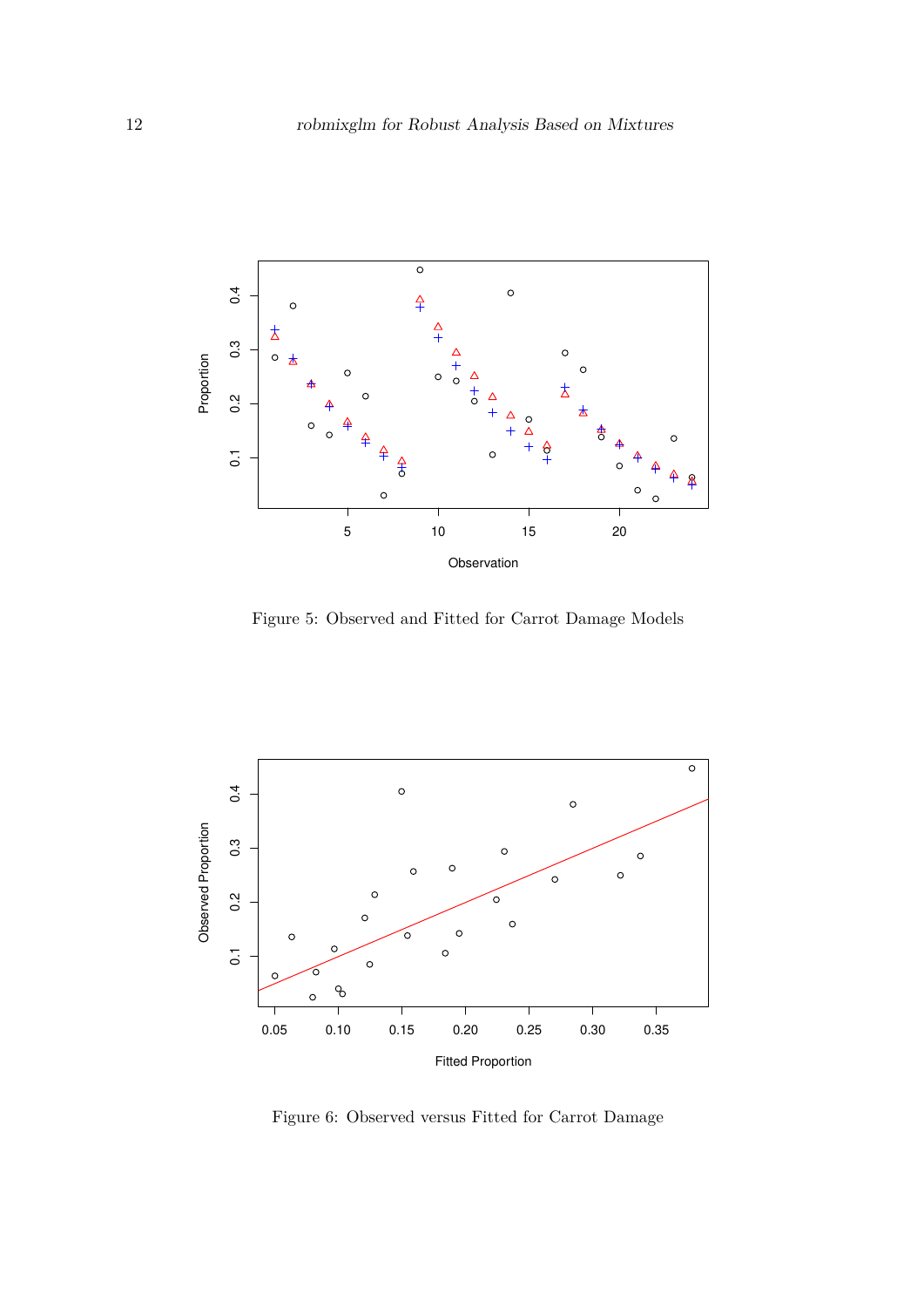Proportion

0.1
0.2
0.3
0.4

5
10
15
20

Observation

Figure 5: Observed and Fitted for Carrot Damage Models

Observed Proportion

0.1
0.2
0.3
0.4

0.05
0.10
0.15
0.20
0.25
0.30
0.35

Fitted Proportion

Figure 6: Observed versus Fitted for Carrot Damage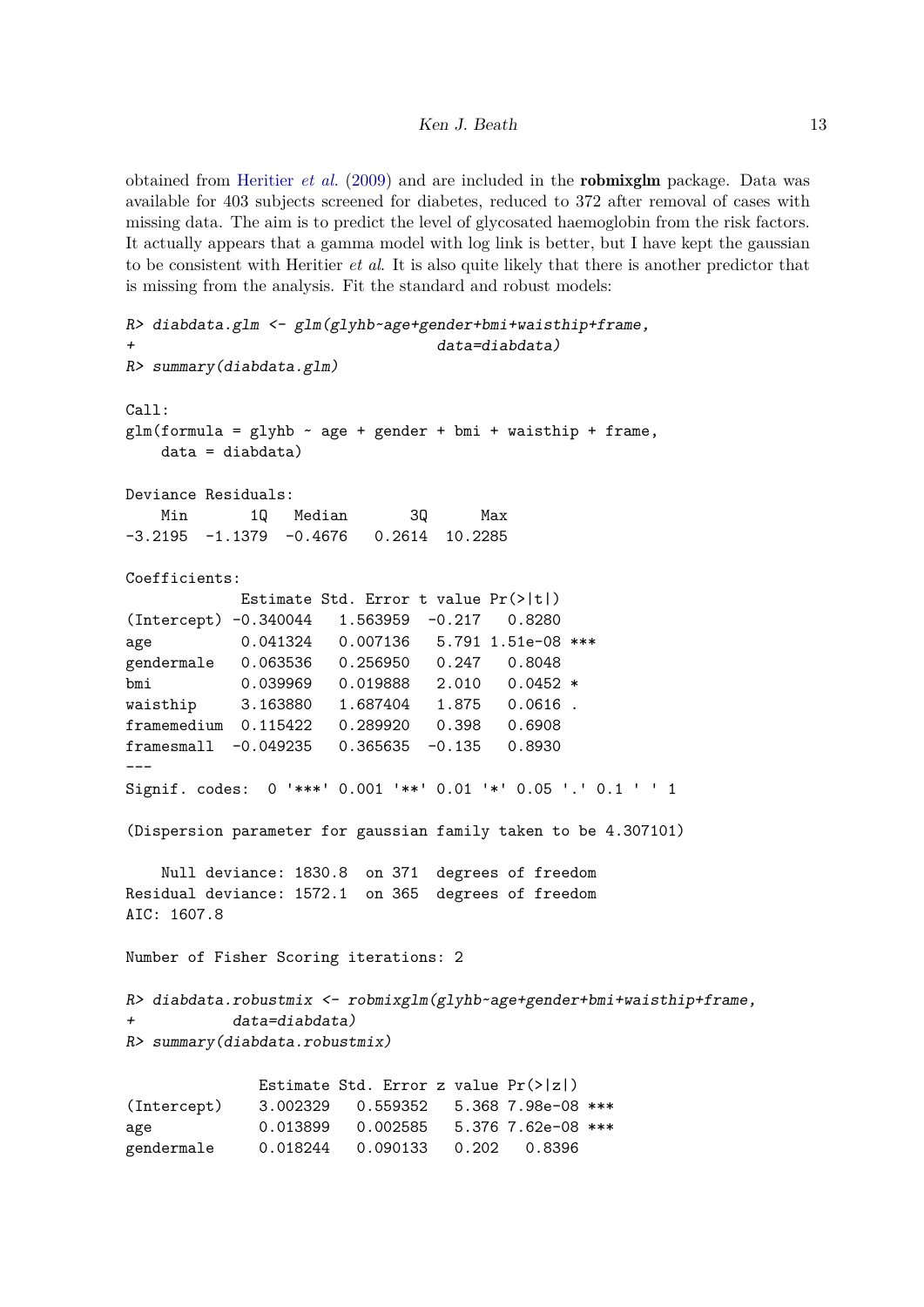obtained from Heritier *et al.* (2009) and are included in the **robmixglm** package. Data was available for 403 subjects screened for diabetes, reduced to 372 after removal of cases with missing data. The aim is to predict the level of glycosated haemoglobin from the risk factors. It actually appears that a gamma model with log link is better, but I have kept the gaussian to be consistent with Heritier *et al*. It is also quite likely that there is another predictor that is missing from the analysis. Fit the standard and robust models:

```
R> diabdata.glm <- glm(glyhb~age+gender+bmi+waisthip+frame,
+                              data=diabdata)
R> summary(diabdata.glm)

Call:
glm(formula = glyhb ~ age + gender + bmi + waisthip + frame,
    data = diabdata)

Deviance Residuals:
    Min       1Q   Median       3Q      Max
-3.2195  -1.1379  -0.4676   0.2614  10.2285

Coefficients:
             Estimate Std. Error t value Pr(>|t|)
(Intercept) -0.340044   1.563959  -0.217   0.8280
age          0.041324   0.007136   5.791 1.51e-08 ***
gendermale   0.063536   0.256950   0.247   0.8048
bmi          0.039969   0.019888   2.010   0.0452 *
waisthip     3.163880   1.687404   1.875   0.0616 .
framemedium  0.115422   0.289920   0.398   0.6908
framesmall  -0.049235   0.365635  -0.135   0.8930
---
Signif. codes:  0 '***' 0.001 '**' 0.01 '*' 0.05 '.' 0.1 ' ' 1

(Dispersion parameter for gaussian family taken to be 4.307101)

    Null deviance: 1830.8  on 371  degrees of freedom
Residual deviance: 1572.1  on 365  degrees of freedom
AIC: 1607.8

Number of Fisher Scoring iterations: 2

R> diabdata.robustmix <- robmixglm(glyhb~age+gender+bmi+waisthip+frame,
+          data=diabdata)
R> summary(diabdata.robustmix)

               Estimate Std. Error z value Pr(>|z|)
(Intercept)    3.002329   0.559352   5.368 7.98e-08 ***
age            0.013899   0.002585   5.376 7.62e-08 ***
gendermale     0.018244   0.090133   0.202   0.8396
```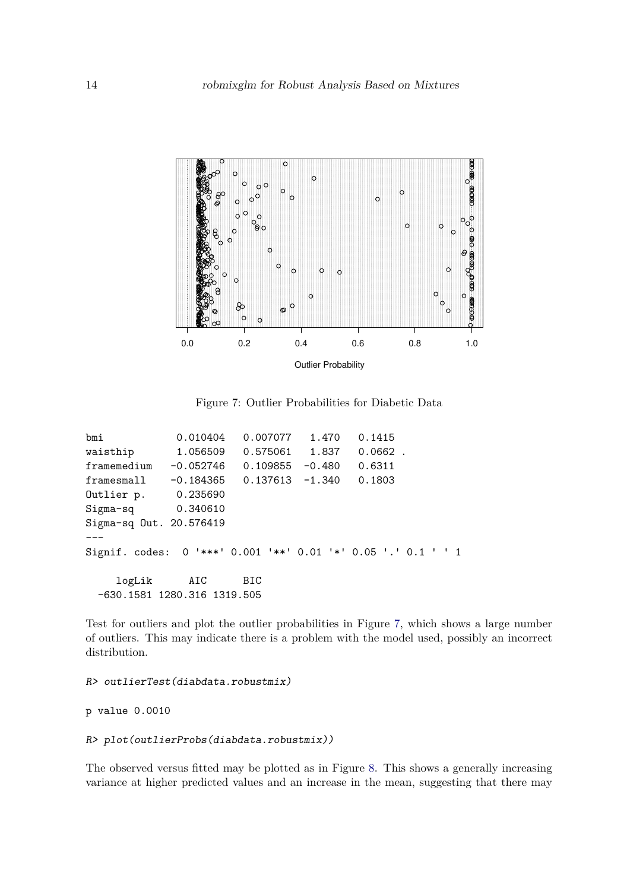0.0
0.2
0.4
0.6
0.8
1.0

Outlier Probability

Figure 7: Outlier Probabilities for Diabetic Data

```
bmi             0.010404   0.007077   1.470   0.1415
waisthip        1.056509   0.575061   1.837   0.0662 .
framemedium    -0.052746   0.109855  -0.480   0.6311
framesmall     -0.184365   0.137613  -1.340   0.1803
Outlier p.      0.235690
Sigma-sq        0.340610
Sigma-sq Out. 20.576419
---
Signif. codes:  0 '***' 0.001 '**' 0.01 '*' 0.05 '.' 0.1 ' ' 1

    logLik      AIC      BIC
  -630.1581 1280.316 1319.505
```

Test for outliers and plot the outlier probabilities in Figure 7, which shows a large number of outliers. This may indicate there is a problem with the model used, possibly an incorrect distribution.

```
R> outlierTest(diabdata.robustmix)

p value 0.0010

R> plot(outlierProbs(diabdata.robustmix))
```

The observed versus fitted may be plotted as in Figure 8. This shows a generally increasing variance at higher predicted values and an increase in the mean, suggesting that there may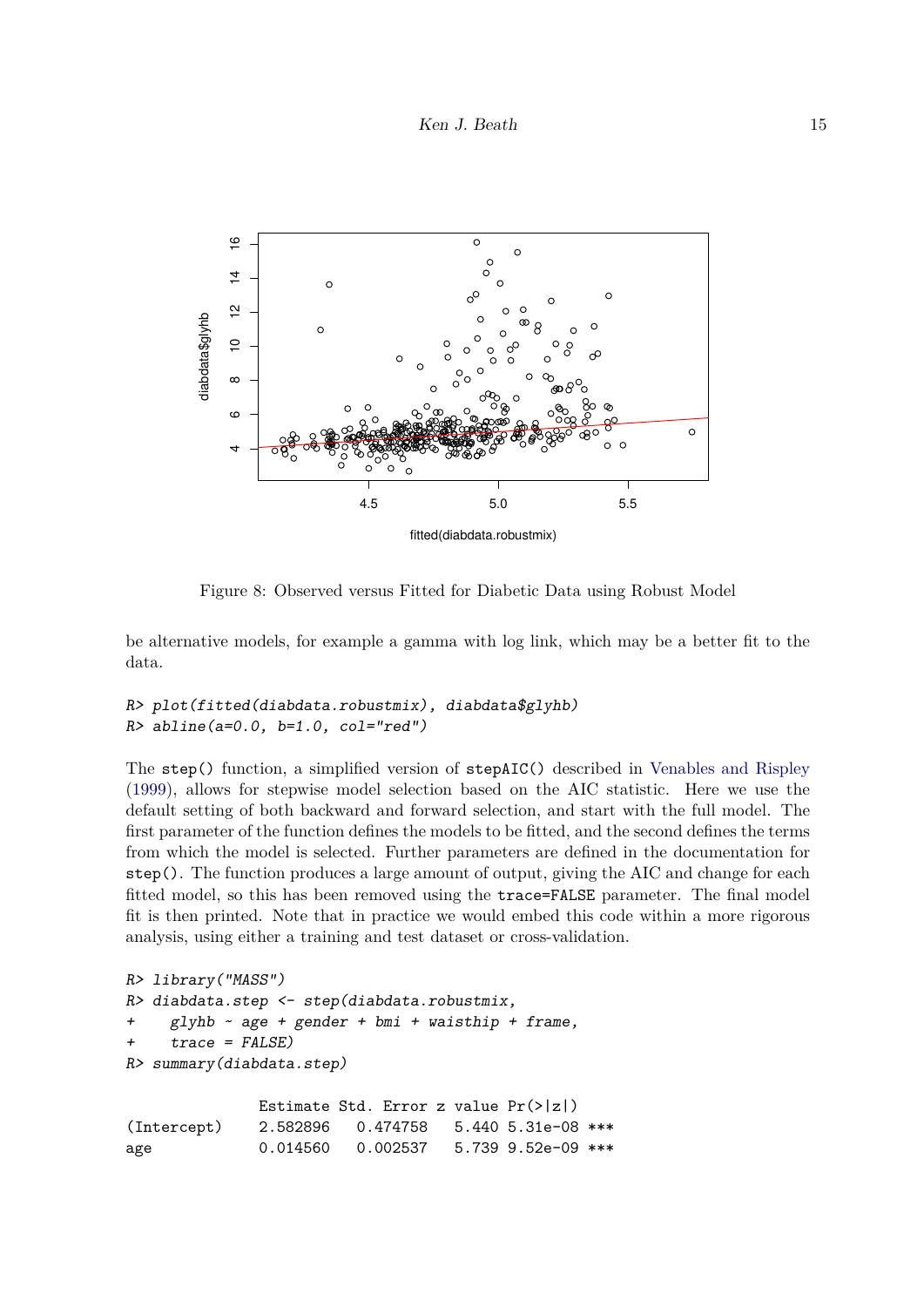diabdata$glyhb

16
14
12
10
8
6
4

4.5
5.0
5.5

fitted(diabdata.robustmix)

Figure 8: Observed versus Fitted for Diabetic Data using Robust Model

be alternative models, for example a gamma with log link, which may be a better fit to the data.

```
R> plot(fitted(diabdata.robustmix), diabdata$glyhb)
R> abline(a=0.0, b=1.0, col="red")
```

The `step()` function, a simplified version of `stepAIC()` described in Venables and Rispley (1999), allows for stepwise model selection based on the AIC statistic. Here we use the default setting of both backward and forward selection, and start with the full model. The first parameter of the function defines the models to be fitted, and the second defines the terms from which the model is selected. Further parameters are defined in the documentation for `step()`. The function produces a large amount of output, giving the AIC and change for each fitted model, so this has been removed using the `trace=FALSE` parameter. The final model fit is then printed. Note that in practice we would embed this code within a more rigorous analysis, using either a training and test dataset or cross-validation.

```
R> library("MASS")
R> diabdata.step <- step(diabdata.robustmix,
+    glyhb ~ age + gender + bmi + waisthip + frame,
+    trace = FALSE)
R> summary(diabdata.step)

             Estimate Std. Error z value Pr(>|z|)
(Intercept)   2.582896   0.474758   5.440 5.31e-08 ***
age           0.014560   0.002537   5.739 9.52e-09 ***
```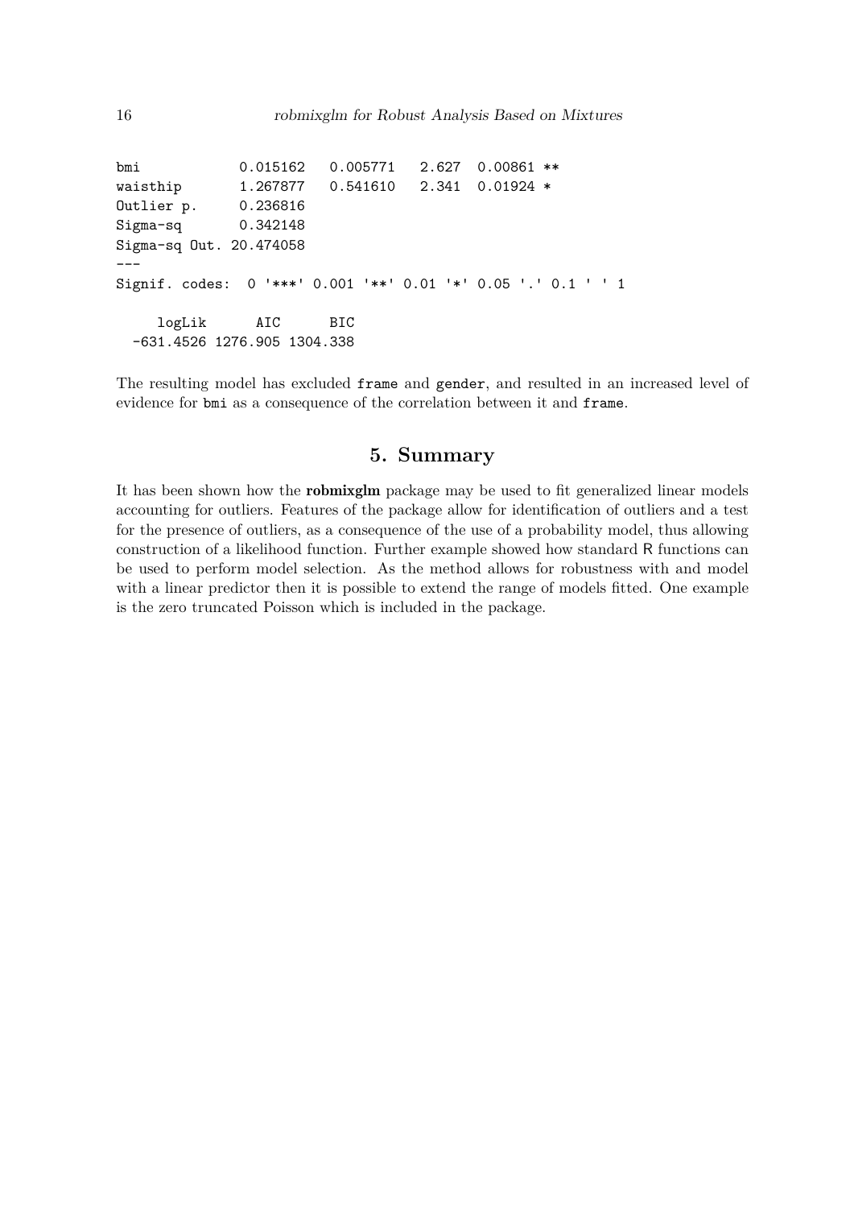```
bmi            0.015162   0.005771   2.627  0.00861 **
waisthip       1.267877   0.541610   2.341  0.01924 *
Outlier p.     0.236816
Sigma-sq       0.342148
Sigma-sq Out. 20.474058
---
Signif. codes:  0 '***' 0.001 '**' 0.01 '*' 0.05 '.' 0.1 ' ' 1

    logLik      AIC      BIC
 -631.4526 1276.905 1304.338
```

The resulting model has excluded `frame` and `gender`, and resulted in an increased level of evidence for `bmi` as a consequence of the correlation between it and `frame`.

## 5. Summary

It has been shown how the **robmixglm** package may be used to fit generalized linear models accounting for outliers. Features of the package allow for identification of outliers and a test for the presence of outliers, as a consequence of the use of a probability model, thus allowing construction of a likelihood function. Further example showed how standard R functions can be used to perform model selection. As the method allows for robustness with and model with a linear predictor then it is possible to extend the range of models fitted. One example is the zero truncated Poisson which is included in the package.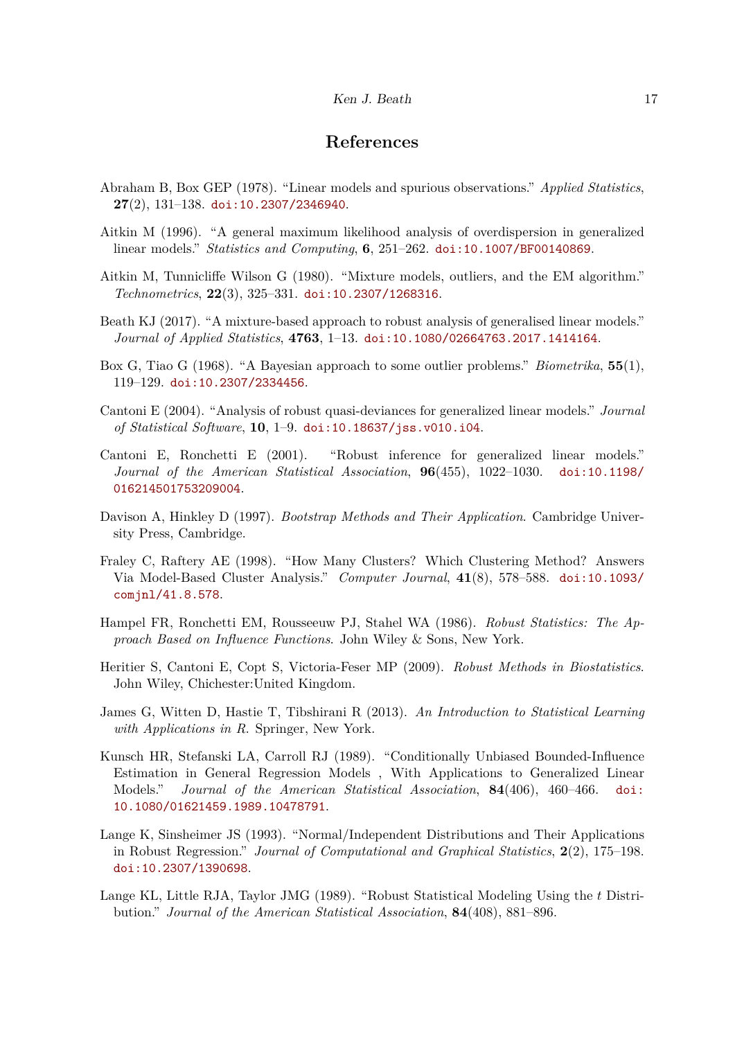## References

Abraham B, Box GEP (1978). "Linear models and spurious observations." *Applied Statistics*, **27**(2), 131–138. doi:10.2307/2346940.

Aitkin M (1996). "A general maximum likelihood analysis of overdispersion in generalized linear models." *Statistics and Computing*, **6**, 251–262. doi:10.1007/BF00140869.

Aitkin M, Tunnicliffe Wilson G (1980). "Mixture models, outliers, and the EM algorithm." *Technometrics*, **22**(3), 325–331. doi:10.2307/1268316.

Beath KJ (2017). "A mixture-based approach to robust analysis of generalised linear models." *Journal of Applied Statistics*, **4763**, 1–13. doi:10.1080/02664763.2017.1414164.

Box G, Tiao G (1968). "A Bayesian approach to some outlier problems." *Biometrika*, **55**(1), 119–129. doi:10.2307/2334456.

Cantoni E (2004). "Analysis of robust quasi-deviances for generalized linear models." *Journal of Statistical Software*, **10**, 1–9. doi:10.18637/jss.v010.i04.

Cantoni E, Ronchetti E (2001). "Robust inference for generalized linear models." *Journal of the American Statistical Association*, **96**(455), 1022–1030. doi:10.1198/016214501753209004.

Davison A, Hinkley D (1997). *Bootstrap Methods and Their Application*. Cambridge University Press, Cambridge.

Fraley C, Raftery AE (1998). "How Many Clusters? Which Clustering Method? Answers Via Model-Based Cluster Analysis." *Computer Journal*, **41**(8), 578–588. doi:10.1093/comjnl/41.8.578.

Hampel FR, Ronchetti EM, Rousseeuw PJ, Stahel WA (1986). *Robust Statistics: The Approach Based on Influence Functions*. John Wiley & Sons, New York.

Heritier S, Cantoni E, Copt S, Victoria-Feser MP (2009). *Robust Methods in Biostatistics*. John Wiley, Chichester:United Kingdom.

James G, Witten D, Hastie T, Tibshirani R (2013). *An Introduction to Statistical Learning with Applications in R*. Springer, New York.

Kunsch HR, Stefanski LA, Carroll RJ (1989). "Conditionally Unbiased Bounded-Influence Estimation in General Regression Models , With Applications to Generalized Linear Models." *Journal of the American Statistical Association*, **84**(406), 460–466. doi:10.1080/01621459.1989.10478791.

Lange K, Sinsheimer JS (1993). "Normal/Independent Distributions and Their Applications in Robust Regression." *Journal of Computational and Graphical Statistics*, **2**(2), 175–198. doi:10.2307/1390698.

Lange KL, Little RJA, Taylor JMG (1989). "Robust Statistical Modeling Using the *t* Distribution." *Journal of the American Statistical Association*, **84**(408), 881–896.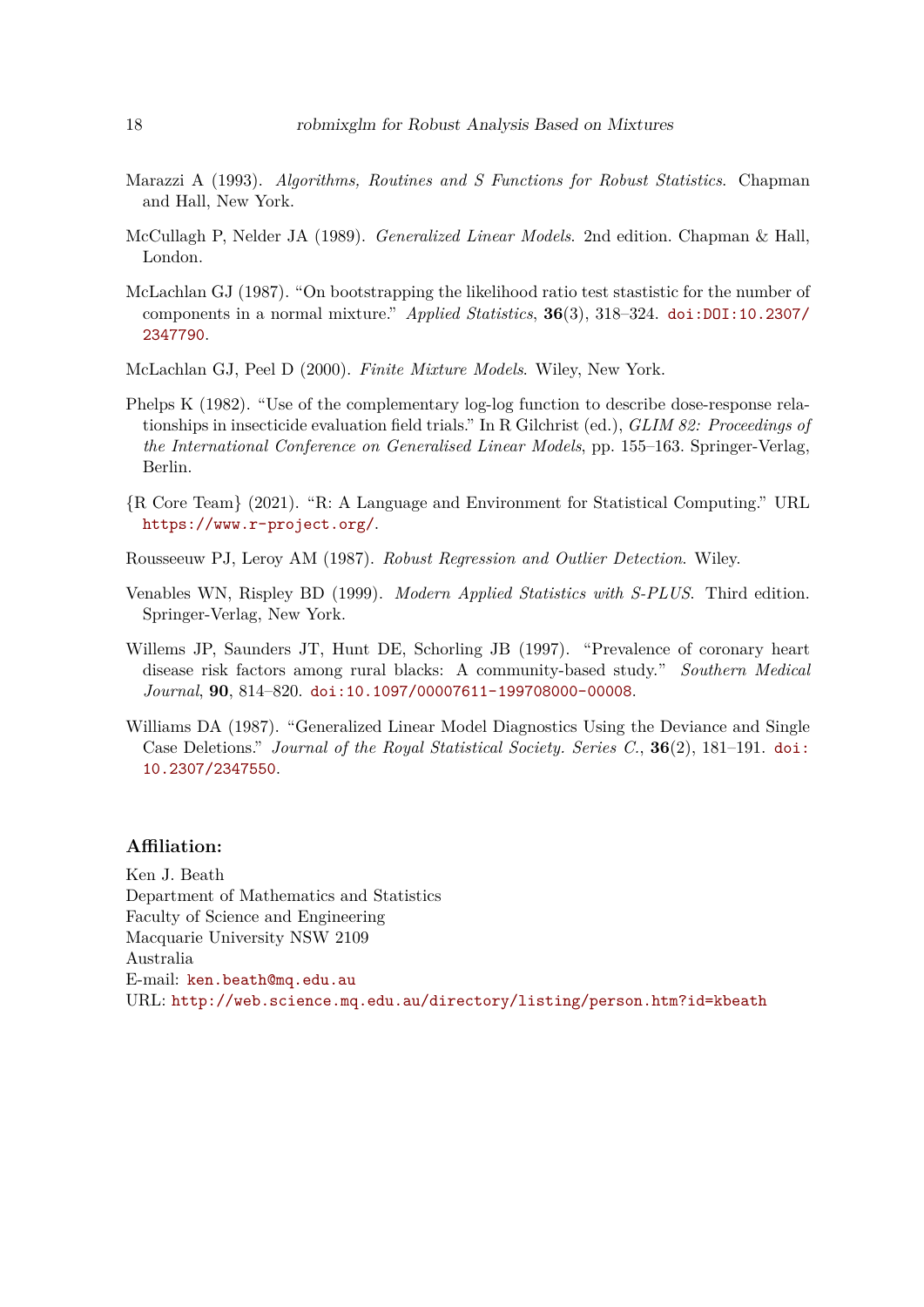Marazzi A (1993). *Algorithms, Routines and S Functions for Robust Statistics*. Chapman and Hall, New York.

McCullagh P, Nelder JA (1989). *Generalized Linear Models*. 2nd edition. Chapman & Hall, London.

McLachlan GJ (1987). "On bootstrapping the likelihood ratio test stastistic for the number of components in a normal mixture." *Applied Statistics*, **36**(3), 318–324. doi:DOI:10.2307/2347790.

McLachlan GJ, Peel D (2000). *Finite Mixture Models*. Wiley, New York.

Phelps K (1982). "Use of the complementary log-log function to describe dose-response relationships in insecticide evaluation field trials." In R Gilchrist (ed.), *GLIM 82: Proceedings of the International Conference on Generalised Linear Models*, pp. 155–163. Springer-Verlag, Berlin.

{R Core Team} (2021). "R: A Language and Environment for Statistical Computing." URL https://www.r-project.org/.

Rousseeuw PJ, Leroy AM (1987). *Robust Regression and Outlier Detection*. Wiley.

Venables WN, Rispley BD (1999). *Modern Applied Statistics with S-PLUS*. Third edition. Springer-Verlag, New York.

Willems JP, Saunders JT, Hunt DE, Schorling JB (1997). "Prevalence of coronary heart disease risk factors among rural blacks: A community-based study." *Southern Medical Journal*, **90**, 814–820. doi:10.1097/00007611-199708000-00008.

Williams DA (1987). "Generalized Linear Model Diagnostics Using the Deviance and Single Case Deletions." *Journal of the Royal Statistical Society. Series C.*, **36**(2), 181–191. doi:10.2307/2347550.

### Affiliation:

Ken J. Beath
Department of Mathematics and Statistics
Faculty of Science and Engineering
Macquarie University NSW 2109
Australia
E-mail: ken.beath@mq.edu.au
URL: http://web.science.mq.edu.au/directory/listing/person.htm?id=kbeath